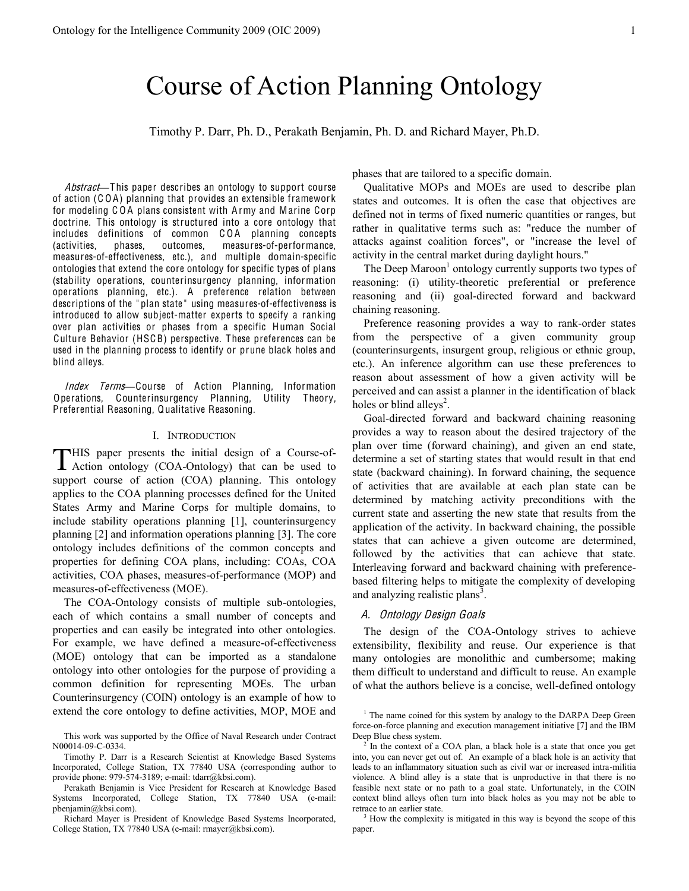# Course of Action Planning Ontology

Timothy P. Darr, Ph. D., Perakath Benjamin, Ph. D. and Richard Mayer, Ph.D.

*Abstract*—This paper describes an ontology to support course of action (COA) planning that provides an extensible framework for modeling COA plans consistent with Army and Marine Corp doctrine. This ontology is structured into a core ontology that includes definitions of common COA planning concepts (activities, phases, outcomes, measures-of-performance, measures-of-effectiveness, etc.), and multiple domain-specific ontologies that extend the core ontology for specific types of plans (stability operations, counterinsurgency planning, information operations planning, etc.). A preference relation between descriptions of the "plan state" using measures-of-effectiveness is introduced to allow subject-matter experts to specify a ranking over plan activities or phases from a specific Human Social Culture Behavior (HSCB) perspective. These preferences can be used in the planning process to identify or prune black holes and blind alleys.

*Index Terms*—Course of Action Planning, Information Operations, Counterinsurgency Planning, Utility Theory, Preferential Reasoning, Qualitative Reasoning.

## I. Introduction

THIS paper presents the initial design of a Course-of-Action ontology (COA-Ontology) that can be used to support course of action (COA) planning. This ontology applies to the COA planning processes defined for the United States Army and Marine Corps for multiple domains, to include stability operations planning [1], counterinsurgency planning [2] and information operations planning [3]. The core ontology includes definitions of the common concepts and properties for defining COA plans, including: COAs, COA activities, COA phases, measures-of-performance (MOP) and measures-of-effectiveness (MOE).

The COA-Ontology consists of multiple sub-ontologies, each of which contains a small number of concepts and properties and can easily be integrated into other ontologies. For example, we have defined a measure-of-effectiveness (MOE) ontology that can be imported as a standalone ontology into other ontologies for the purpose of providing a common definition for representing MOEs. The urban Counterinsurgency (COIN) ontology is an example of how to extend the core ontology to define activities, MOP, MOE and phases that are tailored to a specific domain.

Qualitative MOPs and MOEs are used to describe plan states and outcomes. It is often the case that objectives are defined not in terms of fixed numeric quantities or ranges, but rather in qualitative terms such as: "reduce the number of attacks against coalition forces", or "increase the level of activity in the central market during daylight hours."

The Deep Maroon[1] ontology currently supports two types of reasoning: (i) utility-theoretic preferential or preference reasoning and (ii) goal-directed forward and backward chaining reasoning.

Preference reasoning provides a way to rank-order states from the perspective of a given community group (counterinsurgents, insurgent group, religious or ethnic group, etc.). An inference algorithm can use these preferences to reason about assessment of how a given activity will be perceived and can assist a planner in the identification of black holes or blind alleys[2].

Goal-directed forward and backward chaining reasoning provides a way to reason about the desired trajectory of the plan over time (forward chaining), and given an end state, determine a set of starting states that would result in that end state (backward chaining). In forward chaining, the sequence of activities that are available at each plan state can be determined by matching activity preconditions with the current state and asserting the new state that results from the application of the activity. In backward chaining, the possible states that can achieve a given outcome are determined, followed by the activities that can achieve that state. Interleaving forward and backward chaining with preference-based filtering helps to mitigate the complexity of developing and analyzing realistic plans[3].

### A. Ontology Design Goals

The design of the COA-Ontology strives to achieve extensibility, flexibility and reuse. Our experience is that many ontologies are monolithic and cumbersome; making them difficult to understand and difficult to reuse. An example of what the authors believe is a concise, well-defined ontology

---

This work was supported by the Office of Naval Research under Contract N00014-09-C-0334.

Timothy P. Darr is a Research Scientist at Knowledge Based Systems Incorporated, College Station, TX 77840 USA (corresponding author to provide phone: 979-574-3189; e-mail: tdarr@kbsi.com).

Perakath Benjamin is Vice President for Research at Knowledge Based Systems Incorporated, College Station, TX 77840 USA (e-mail: pbenjamin@kbsi.com).

Richard Mayer is President of Knowledge Based Systems Incorporated, College Station, TX 77840 USA (e-mail: rmayer@kbsi.com).

[1] The name coined for this system by analogy to the DARPA Deep Green force-on-force planning and execution management initiative [7] and the IBM Deep Blue chess system.

[2] In the context of a COA plan, a black hole is a state that once you get into, you can never get out of. An example of a black hole is an activity that leads to an inflammatory situation such as civil war or increased intra-militia violence. A blind alley is a state that is unproductive in that there is no feasible next state or no path to a goal state. Unfortunately, in the COIN context blind alleys often turn into black holes as you may not be able to retrace to an earlier state.

[3] How the complexity is mitigated in this way is beyond the scope of this paper.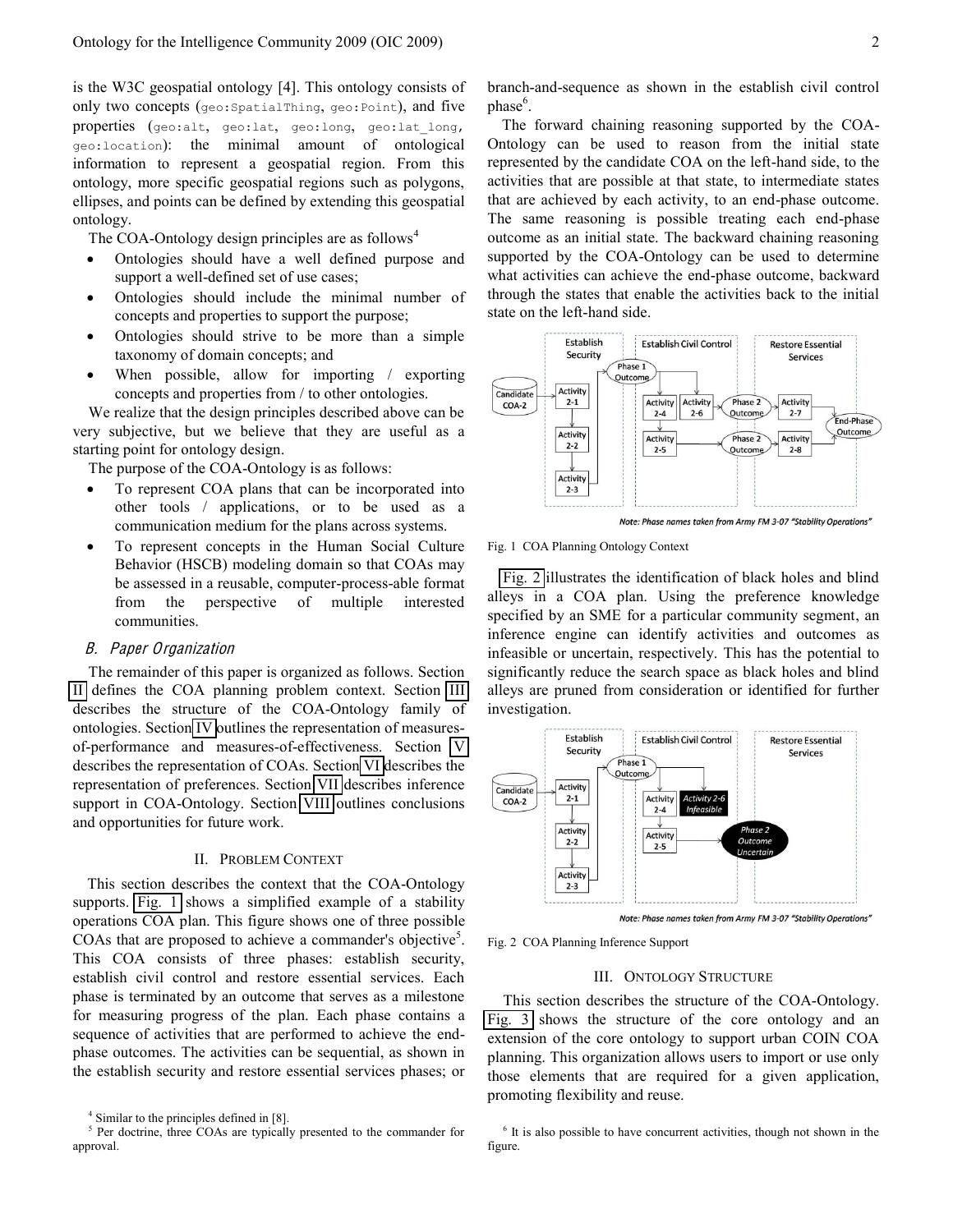is the W3C geospatial ontology [4]. This ontology consists of only two concepts (`geo:SpatialThing`, `geo:Point`), and five properties (`geo:alt`, `geo:lat`, `geo:long`, `geo:lat_long`, `geo:location`): the minimal amount of ontological information to represent a geospatial region. From this ontology, more specific geospatial regions such as polygons, ellipses, and points can be defined by extending this geospatial ontology.

The COA-Ontology design principles are as follows[4]

- Ontologies should have a well defined purpose and support a well-defined set of use cases;
- Ontologies should include the minimal number of concepts and properties to support the purpose;
- Ontologies should strive to be more than a simple taxonomy of domain concepts; and
- When possible, allow for importing / exporting concepts and properties from / to other ontologies.

We realize that the design principles described above can be very subjective, but we believe that they are useful as a starting point for ontology design.

The purpose of the COA-Ontology is as follows:

- To represent COA plans that can be incorporated into other tools / applications, or to be used as a communication medium for the plans across systems.
- To represent concepts in the Human Social Culture Behavior (HSCB) modeling domain so that COAs may be assessed in a reusable, computer-process-able format from the perspective of multiple interested communities.

### B. Paper Organization

The remainder of this paper is organized as follows. Section II defines the COA planning problem context. Section III describes the structure of the COA-Ontology family of ontologies. Section IV outlines the representation of measures-of-performance and measures-of-effectiveness. Section V describes the representation of COAs. Section VI describes the representation of preferences. Section VII describes inference support in COA-Ontology. Section VIII outlines conclusions and opportunities for future work.

## II. Problem Context

This section describes the context that the COA-Ontology supports. Fig. 1 shows a simplified example of a stability operations COA plan. This figure shows one of three possible COAs that are proposed to achieve a commander's objective[5]. This COA consists of three phases: establish security, establish civil control and restore essential services. Each phase is terminated by an outcome that serves as a milestone for measuring progress of the plan. Each phase contains a sequence of activities that are performed to achieve the end-phase outcomes. The activities can be sequential, as shown in the establish security and restore essential services phases; or branch-and-sequence as shown in the establish civil control phase[6].

The forward chaining reasoning supported by the COA-Ontology can be used to reason from the initial state represented by the candidate COA on the left-hand side, to the activities that are possible at that state, to intermediate states that are achieved by each activity, to an end-phase outcome. The same reasoning is possible treating each end-phase outcome as an initial state. The backward chaining reasoning supported by the COA-Ontology can be used to determine what activities can achieve the end-phase outcome, backward through the states that enable the activities back to the initial state on the left-hand side.

Fig. 1 COA Planning Ontology Context

Fig. 2 illustrates the identification of black holes and blind alleys in a COA plan. Using the preference knowledge specified by an SME for a particular community segment, an inference engine can identify activities and outcomes as infeasible or uncertain, respectively. This has the potential to significantly reduce the search space as black holes and blind alleys are pruned from consideration or identified for further investigation.

Fig. 2 COA Planning Inference Support

## III. Ontology Structure

This section describes the structure of the COA-Ontology. Fig. 3 shows the structure of the core ontology and an extension of the core ontology to support urban COIN COA planning. This organization allows users to import or use only those elements that are required for a given application, promoting flexibility and reuse.

---

[4] Similar to the principles defined in [8].

[5] Per doctrine, three COAs are typically presented to the commander for approval.

[6] It is also possible to have concurrent activities, though not shown in the figure.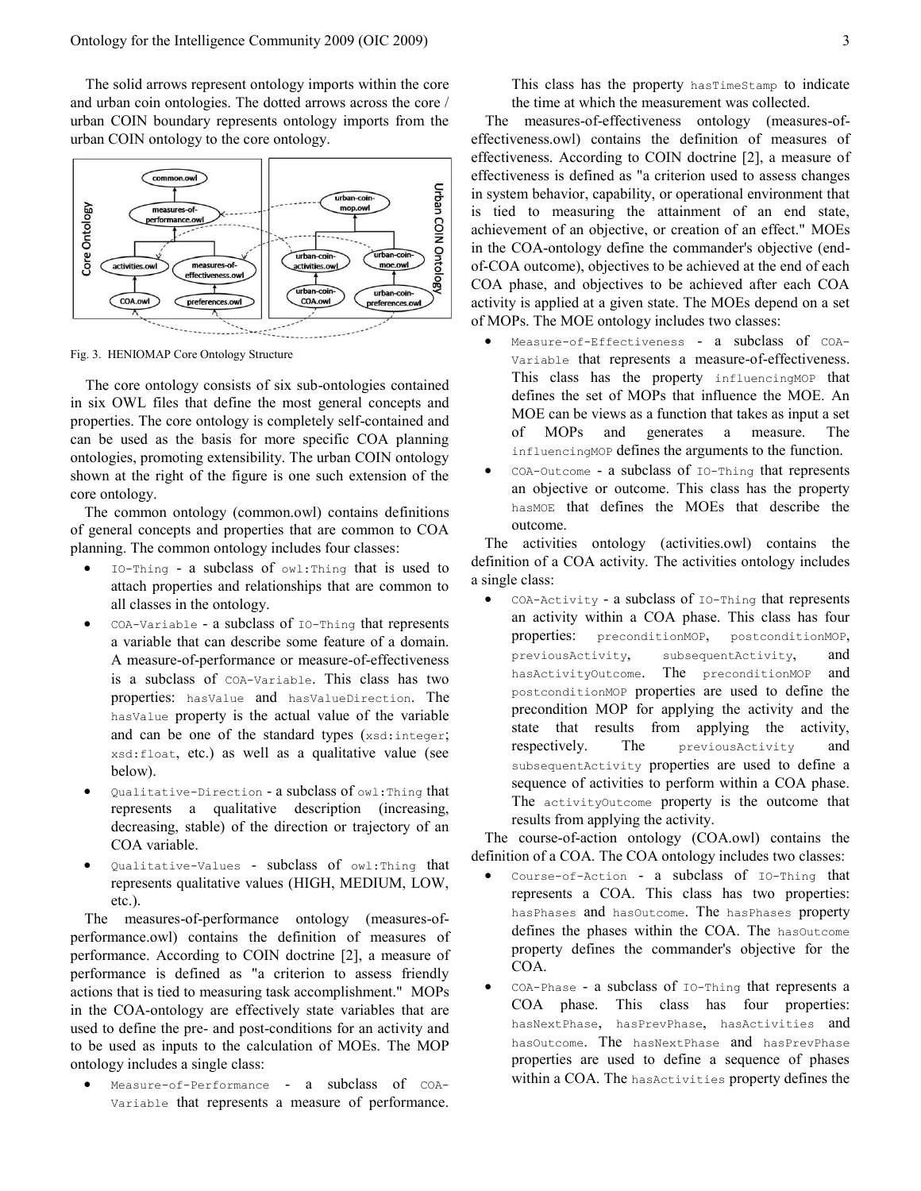The solid arrows represent ontology imports within the core and urban coin ontologies. The dotted arrows across the core / urban COIN boundary represents ontology imports from the urban COIN ontology to the core ontology.

Fig. 3. HENIOMAP Core Ontology Structure

The core ontology consists of six sub-ontologies contained in six OWL files that define the most general concepts and properties. The core ontology is completely self-contained and can be used as the basis for more specific COA planning ontologies, promoting extensibility. The urban COIN ontology shown at the right of the figure is one such extension of the core ontology.

The common ontology (common.owl) contains definitions of general concepts and properties that are common to COA planning. The common ontology includes four classes:

- `IO-Thing` - a subclass of `owl:Thing` that is used to attach properties and relationships that are common to all classes in the ontology.
- `COA-Variable` - a subclass of `IO-Thing` that represents a variable that can describe some feature of a domain. A measure-of-performance or measure-of-effectiveness is a subclass of `COA-Variable`. This class has two properties: `hasValue` and `hasValueDirection`. The `hasValue` property is the actual value of the variable and can be one of the standard types (`xsd:integer`; `xsd:float`, etc.) as well as a qualitative value (see below).
- `Qualitative-Direction` - a subclass of `owl:Thing` that represents a qualitative description (increasing, decreasing, stable) of the direction or trajectory of an COA variable.
- `Qualitative-Values` - subclass of `owl:Thing` that represents qualitative values (HIGH, MEDIUM, LOW, etc.).

The measures-of-performance ontology (measures-of-performance.owl) contains the definition of measures of performance. According to COIN doctrine [2], a measure of performance is defined as "a criterion to assess friendly actions that is tied to measuring task accomplishment." MOPs in the COA-ontology are effectively state variables that are used to define the pre- and post-conditions for an activity and to be used as inputs to the calculation of MOEs. The MOP ontology includes a single class:

- `Measure-of-Performance` - a subclass of `COA-Variable` that represents a measure of performance. This class has the property `hasTimeStamp` to indicate the time at which the measurement was collected.

The measures-of-effectiveness ontology (measures-of-effectiveness.owl) contains the definition of measures of effectiveness. According to COIN doctrine [2], a measure of effectiveness is defined as "a criterion used to assess changes in system behavior, capability, or operational environment that is tied to measuring the attainment of an end state, achievement of an objective, or creation of an effect." MOEs in the COA-ontology define the commander's objective (end-of-COA outcome), objectives to be achieved at the end of each COA phase, and objectives to be achieved after each COA activity is applied at a given state. The MOEs depend on a set of MOPs. The MOE ontology includes two classes:

- `Measure-of-Effectiveness` - a subclass of `COA-Variable` that represents a measure-of-effectiveness. This class has the property `influencingMOP` that defines the set of MOPs that influence the MOE. An MOE can be views as a function that takes as input a set of MOPs and generates a measure. The `influencingMOP` defines the arguments to the function.
- `COA-Outcome` - a subclass of `IO-Thing` that represents an objective or outcome. This class has the property `hasMOE` that defines the MOEs that describe the outcome.

The activities ontology (activities.owl) contains the definition of a COA activity. The activities ontology includes a single class:

- `COA-Activity` - a subclass of `IO-Thing` that represents an activity within a COA phase. This class has four properties: `preconditionMOP`, `postconditionMOP`, `previousActivity`, `subsequentActivity`, and `hasActivityOutcome`. The `preconditionMOP` and `postconditionMOP` properties are used to define the precondition MOP for applying the activity and the state that results from applying the activity, respectively. The `previousActivity` and `subsequentActivity` properties are used to define a sequence of activities to perform within a COA phase. The `activityOutcome` property is the outcome that results from applying the activity.

The course-of-action ontology (COA.owl) contains the definition of a COA. The COA ontology includes two classes:

- `Course-of-Action` - a subclass of `IO-Thing` that represents a COA. This class has two properties: `hasPhases` and `hasOutcome`. The `hasPhases` property defines the phases within the COA. The `hasOutcome` property defines the commander's objective for the COA.
- `COA-Phase` - a subclass of `IO-Thing` that represents a COA phase. This class has four properties: `hasNextPhase`, `hasPrevPhase`, `hasActivities` and `hasOutcome`. The `hasNextPhase` and `hasPrevPhase` properties are used to define a sequence of phases within a COA. The `hasActivities` property defines the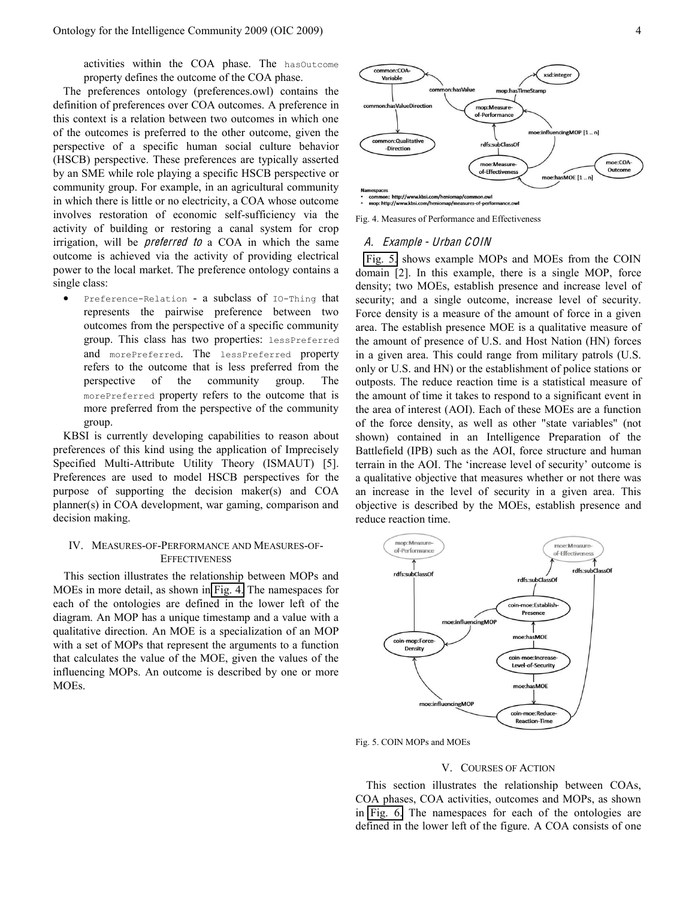activities within the COA phase. The `hasOutcome` property defines the outcome of the COA phase.

The preferences ontology (preferences.owl) contains the definition of preferences over COA outcomes. A preference in this context is a relation between two outcomes in which one of the outcomes is preferred to the other outcome, given the perspective of a specific human social culture behavior (HSCB) perspective. These preferences are typically asserted by an SME while role playing a specific HSCB perspective or community group. For example, in an agricultural community in which there is little or no electricity, a COA whose outcome involves restoration of economic self-sufficiency via the activity of building or restoring a canal system for crop irrigation, will be *preferred to* a COA in which the same outcome is achieved via the activity of providing electrical power to the local market. The preference ontology contains a single class:

- `Preference-Relation` - a subclass of `IO-Thing` that represents the pairwise preference between two outcomes from the perspective of a specific community group. This class has two properties: `lessPreferred` and `morePreferred`. The `lessPreferred` property refers to the outcome that is less preferred from the perspective of the community group. The `morePreferred` property refers to the outcome that is more preferred from the perspective of the community group.

KBSI is currently developing capabilities to reason about preferences of this kind using the application of Imprecisely Specified Multi-Attribute Utility Theory (ISMAUT) [5]. Preferences are used to model HSCB perspectives for the purpose of supporting the decision maker(s) and COA planner(s) in COA development, war gaming, comparison and decision making.

## IV. Measures-of-Performance and Measures-of-Effectiveness

This section illustrates the relationship between MOPs and MOEs in more detail, as shown in Fig. 4. The namespaces for each of the ontologies are defined in the lower left of the diagram. An MOP has a unique timestamp and a value with a qualitative direction. An MOE is a specialization of an MOP with a set of MOPs that represent the arguments to a function that calculates the value of the MOE, given the values of the influencing MOPs. An outcome is described by one or more MOEs.

Fig. 4. Measures of Performance and Effectiveness

### A. Example - Urban COIN

Fig. 5. shows example MOPs and MOEs from the COIN domain [2]. In this example, there is a single MOP, force density; two MOEs, establish presence and increase level of security; and a single outcome, increase level of security. Force density is a measure of the amount of force in a given area. The establish presence MOE is a qualitative measure of the amount of presence of U.S. and Host Nation (HN) forces in a given area. This could range from military patrols (U.S. only or U.S. and HN) or the establishment of police stations or outposts. The reduce reaction time is a statistical measure of the amount of time it takes to respond to a significant event in the area of interest (AOI). Each of these MOEs are a function of the force density, as well as other "state variables" (not shown) contained in an Intelligence Preparation of the Battlefield (IPB) such as the AOI, force structure and human terrain in the AOI. The 'increase level of security' outcome is a qualitative objective that measures whether or not there was an increase in the level of security in a given area. This objective is described by the MOEs, establish presence and reduce reaction time.

Fig. 5. COIN MOPs and MOEs

## V. Courses of Action

This section illustrates the relationship between COAs, COA phases, COA activities, outcomes and MOPs, as shown in Fig. 6. The namespaces for each of the ontologies are defined in the lower left of the figure. A COA consists of one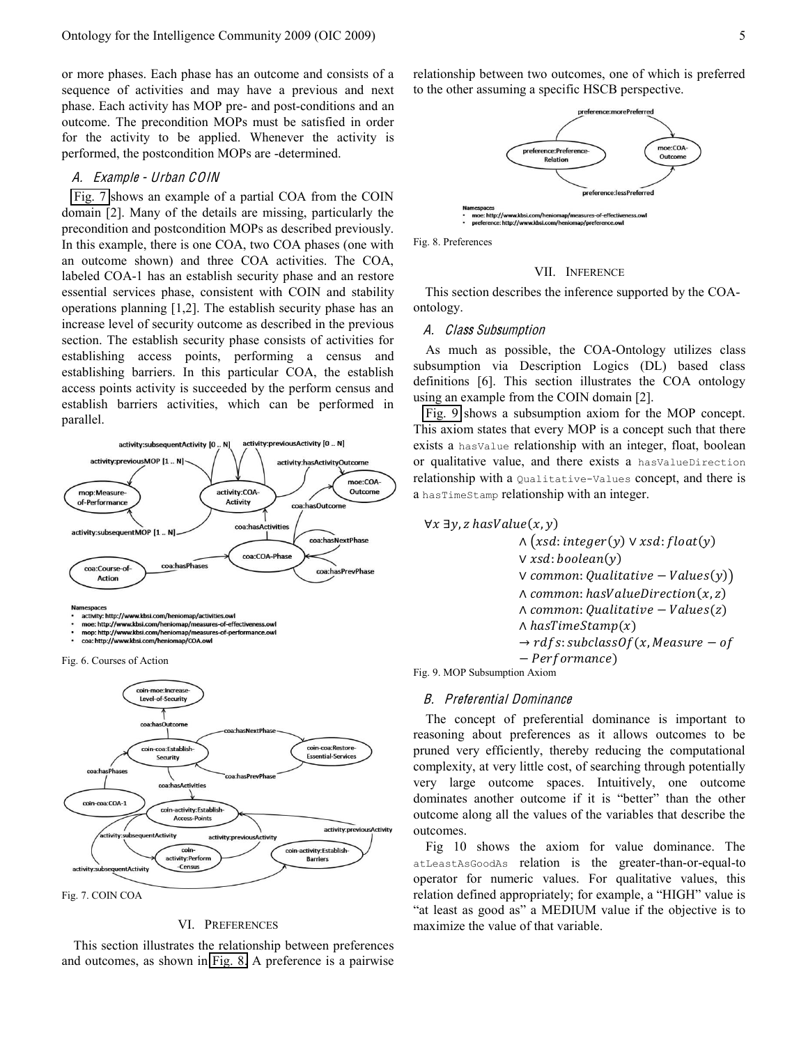or more phases. Each phase has an outcome and consists of a sequence of activities and may have a previous and next phase. Each activity has MOP pre- and post-conditions and an outcome. The precondition MOPs must be satisfied in order for the activity to be applied. Whenever the activity is performed, the postcondition MOPs are -determined.

### A. Example - Urban COIN

Fig. 7 shows an example of a partial COA from the COIN domain [2]. Many of the details are missing, particularly the precondition and postcondition MOPs as described previously. In this example, there is one COA, two COA phases (one with an outcome shown) and three COA activities. The COA, labeled COA-1 has an establish security phase and an restore essential services phase, consistent with COIN and stability operations planning [1,2]. The establish security phase has an increase level of security outcome as described in the previous section. The establish security phase consists of activities for establishing access points, performing a census and establishing barriers. In this particular COA, the establish access points activity is succeeded by the perform census and establish barriers activities, which can be performed in parallel.

Namespaces
- activity: http://www.kbsi.com/heniomap/activities.owl
- moe: http://www.kbsi.com/heniomap/measures-of-effectiveness.owl
- mop: http://www.kbsi.com/heniomap/measures-of-performance.owl
- coa: http://www.kbsi.com/heniomap/COA.owl

Fig. 6. Courses of Action

Fig. 7. COIN COA

## VI. Preferences

This section illustrates the relationship between preferences and outcomes, as shown in Fig. 8. A preference is a pairwise relationship between two outcomes, one of which is preferred to the other assuming a specific HSCB perspective.

Namespaces
- moe: http://www.kbsi.com/heniomap/measures-of-effectiveness.owl
- preference: http://www.kbsi.com/heniomap/preference.owl

Fig. 8. Preferences

## VII. Inference

This section describes the inference supported by the COA-ontology.

### A. Class Subsumption

As much as possible, the COA-Ontology utilizes class subsumption via Description Logics (DL) based class definitions [6]. This section illustrates the COA ontology using an example from the COIN domain [2].

Fig. 9 shows a subsumption axiom for the MOP concept. This axiom states that every MOP is a concept such that there exists a `hasValue` relationship with an integer, float, boolean or qualitative value, and there exists a `hasValueDirection` relationship with a `Qualitative-Values` concept, and there is a `hasTimeStamp` relationship with an integer.

$$
\begin{aligned}
\forall x\ \exists y, z\ & hasValue(x, y) \\
& \wedge \big(xsd{:}integer(y) \vee xsd{:}float(y) \\
& \vee xsd{:}boolean(y) \\
& \vee common{:}Qualitative - Values(y)\big) \\
& \wedge common{:}hasValueDirection(x, z) \\
& \wedge common{:}Qualitative - Values(z) \\
& \wedge hasTimeStamp(x) \\
& \rightarrow rdfs{:}subclassOf(x, Measure - of \\
& - Performance)
\end{aligned}
$$

Fig. 9. MOP Subsumption Axiom

### B. Preferential Dominance

The concept of preferential dominance is important to reasoning about preferences as it allows outcomes to be pruned very efficiently, thereby reducing the computational complexity, at very little cost, of searching through potentially very large outcome spaces. Intuitively, one outcome dominates another outcome if it is "better" than the other outcome along all the values of the variables that describe the outcomes.

Fig 10 shows the axiom for value dominance. The `atLeastAsGoodAs` relation is the greater-than-or-equal-to operator for numeric values. For qualitative values, this relation defined appropriately; for example, a "HIGH" value is "at least as good as" a MEDIUM value if the objective is to maximize the value of that variable.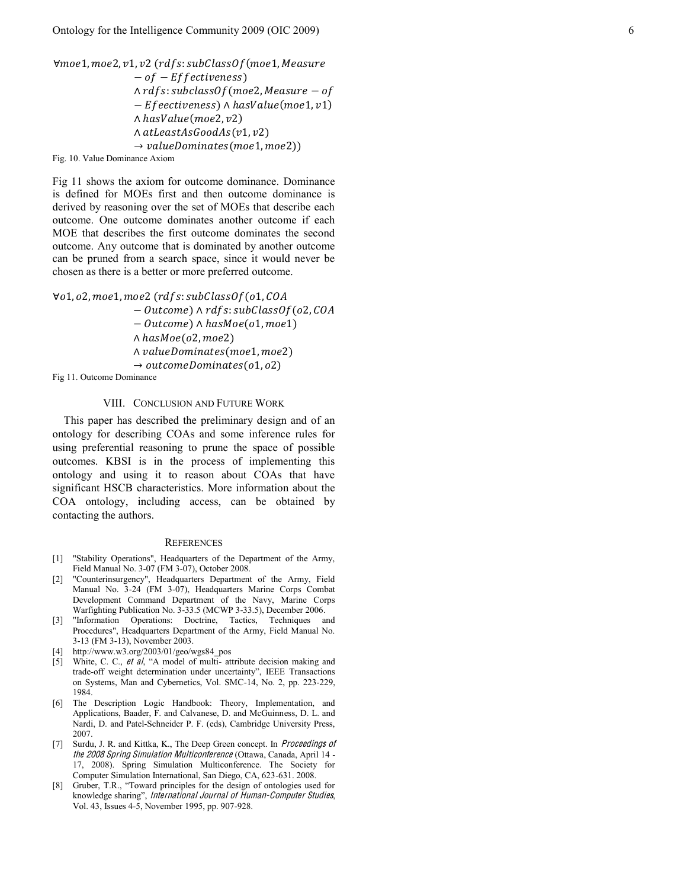$$\forall moe1, moe2, v1, v2\ (rdfs{:}subClassOf(moe1, Measure - of - Effectiveness) \land rdfs{:}subclassOf(moe2, Measure - of - Efeectiveness) \land hasValue(moe1, v1) \land hasValue(moe2, v2) \land atLeastAsGoodAs(v1, v2) \rightarrow valueDominates(moe1, moe2))$$

Fig. 10. Value Dominance Axiom

Fig 11 shows the axiom for outcome dominance. Dominance is defined for MOEs first and then outcome dominance is derived by reasoning over the set of MOEs that describe each outcome. One outcome dominates another outcome if each MOE that describes the first outcome dominates the second outcome. Any outcome that is dominated by another outcome can be pruned from a search space, since it would never be chosen as there is a better or more preferred outcome.

$$\forall o1, o2, moe1, moe2\ (rdfs{:}subClassOf(o1, COA - Outcome) \land rdfs{:}subClassOf(o2, COA - Outcome) \land hasMoe(o1, moe1) \land hasMoe(o2, moe2) \land valueDominates(moe1, moe2) \rightarrow outcomeDominates(o1, o2)$$

Fig 11. Outcome Dominance

## VIII. Conclusion and Future Work

This paper has described the preliminary design and of an ontology for describing COAs and some inference rules for using preferential reasoning to prune the space of possible outcomes. KBSI is in the process of implementing this ontology and using it to reason about COAs that have significant HSCB characteristics. More information about the COA ontology, including access, can be obtained by contacting the authors.

## References

[1] "Stability Operations", Headquarters of the Department of the Army, Field Manual No. 3-07 (FM 3-07), October 2008.

[2] "Counterinsurgency", Headquarters Department of the Army, Field Manual No. 3-24 (FM 3-07), Headquarters Marine Corps Combat Development Command Department of the Navy, Marine Corps Warfighting Publication No. 3-33.5 (MCWP 3-33.5), December 2006.

[3] "Information Operations: Doctrine, Tactics, Techniques and Procedures", Headquarters Department of the Army, Field Manual No. 3-13 (FM 3-13), November 2003.

[4] http://www.w3.org/2003/01/geo/wgs84_pos

[5] White, C. C., *et al*, "A model of multi- attribute decision making and trade-off weight determination under uncertainty", IEEE Transactions on Systems, Man and Cybernetics, Vol. SMC-14, No. 2, pp. 223-229, 1984.

[6] The Description Logic Handbook: Theory, Implementation, and Applications, Baader, F. and Calvanese, D. and McGuinness, D. L. and Nardi, D. and Patel-Schneider P. F. (eds), Cambridge University Press, 2007.

[7] Surdu, J. R. and Kittka, K., The Deep Green concept. In *Proceedings of the 2008 Spring Simulation Multiconference* (Ottawa, Canada, April 14 - 17, 2008). Spring Simulation Multiconference. The Society for Computer Simulation International, San Diego, CA, 623-631. 2008.

[8] Gruber, T.R., "Toward principles for the design of ontologies used for knowledge sharing", *International Journal of Human-Computer Studies*, Vol. 43, Issues 4-5, November 1995, pp. 907-928.